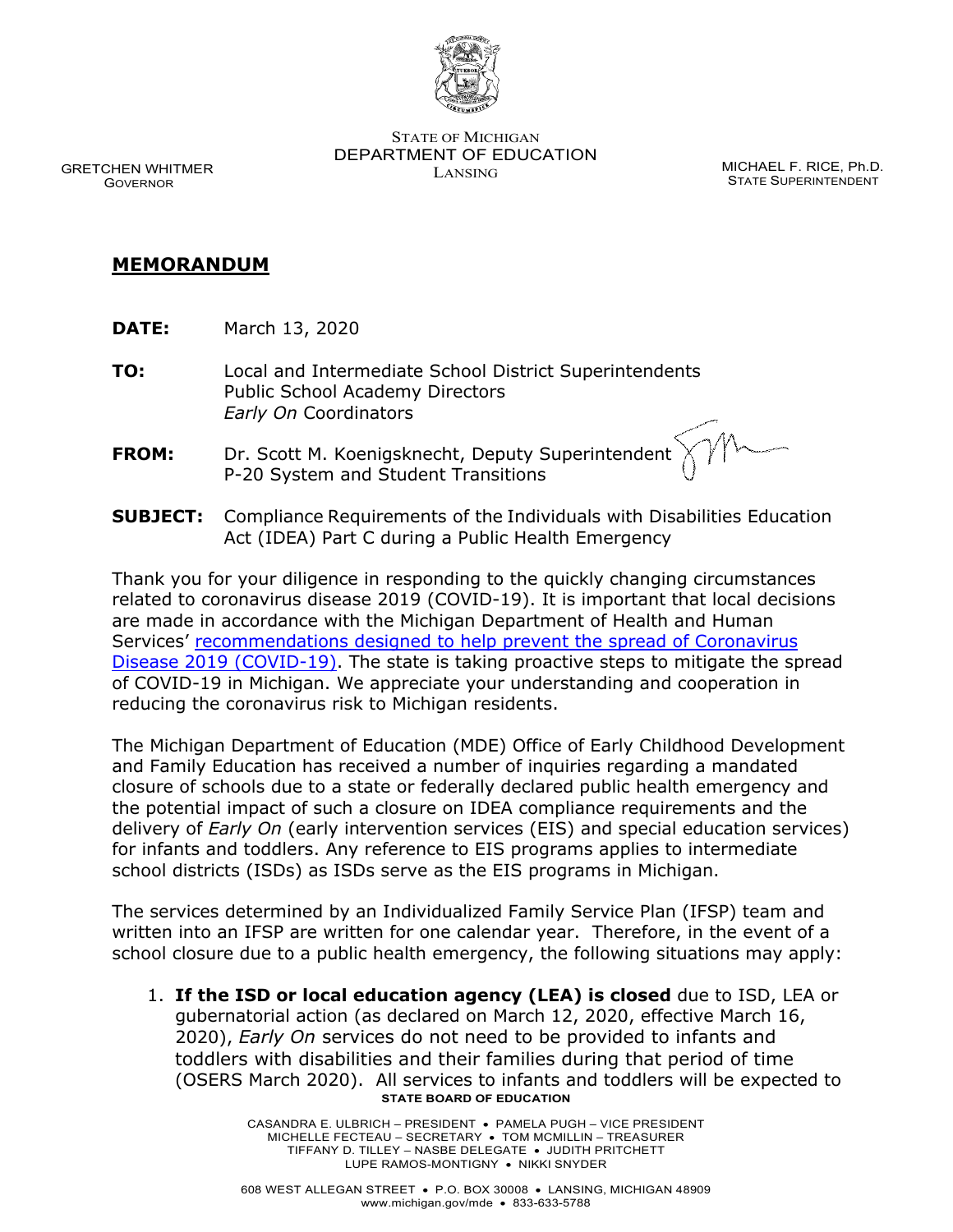STATE OF MICHIGAN
DEPARTMENT OF EDUCATION
LANSING

GRETCHEN WHITMER
GOVERNOR

MICHAEL F. RICE, Ph.D.
STATE SUPERINTENDENT

## MEMORANDUM

**DATE:** March 13, 2020

**TO:** Local and Intermediate School District Superintendents
Public School Academy Directors
*Early On* Coordinators

**FROM:** Dr. Scott M. Koenigsknecht, Deputy Superintendent
P-20 System and Student Transitions

**SUBJECT:** Compliance Requirements of the Individuals with Disabilities Education Act (IDEA) Part C during a Public Health Emergency

Thank you for your diligence in responding to the quickly changing circumstances related to coronavirus disease 2019 (COVID-19). It is important that local decisions are made in accordance with the Michigan Department of Health and Human Services' recommendations designed to help prevent the spread of Coronavirus Disease 2019 (COVID-19). The state is taking proactive steps to mitigate the spread of COVID-19 in Michigan. We appreciate your understanding and cooperation in reducing the coronavirus risk to Michigan residents.

The Michigan Department of Education (MDE) Office of Early Childhood Development and Family Education has received a number of inquiries regarding a mandated closure of schools due to a state or federally declared public health emergency and the potential impact of such a closure on IDEA compliance requirements and the delivery of *Early On* (early intervention services (EIS) and special education services) for infants and toddlers. Any reference to EIS programs applies to intermediate school districts (ISDs) as ISDs serve as the EIS programs in Michigan.

The services determined by an Individualized Family Service Plan (IFSP) team and written into an IFSP are written for one calendar year. Therefore, in the event of a school closure due to a public health emergency, the following situations may apply:

1. **If the ISD or local education agency (LEA) is closed** due to ISD, LEA or gubernatorial action (as declared on March 12, 2020, effective March 16, 2020), *Early On* services do not need to be provided to infants and toddlers with disabilities and their families during that period of time (OSERS March 2020). All services to infants and toddlers will be expected to

**STATE BOARD OF EDUCATION**

CASANDRA E. ULBRICH – PRESIDENT • PAMELA PUGH – VICE PRESIDENT
MICHELLE FECTEAU – SECRETARY • TOM MCMILLIN – TREASURER
TIFFANY D. TILLEY – NASBE DELEGATE • JUDITH PRITCHETT
LUPE RAMOS-MONTIGNY • NIKKI SNYDER

608 WEST ALLEGAN STREET • P.O. BOX 30008 • LANSING, MICHIGAN 48909
www.michigan.gov/mde • 833-633-5788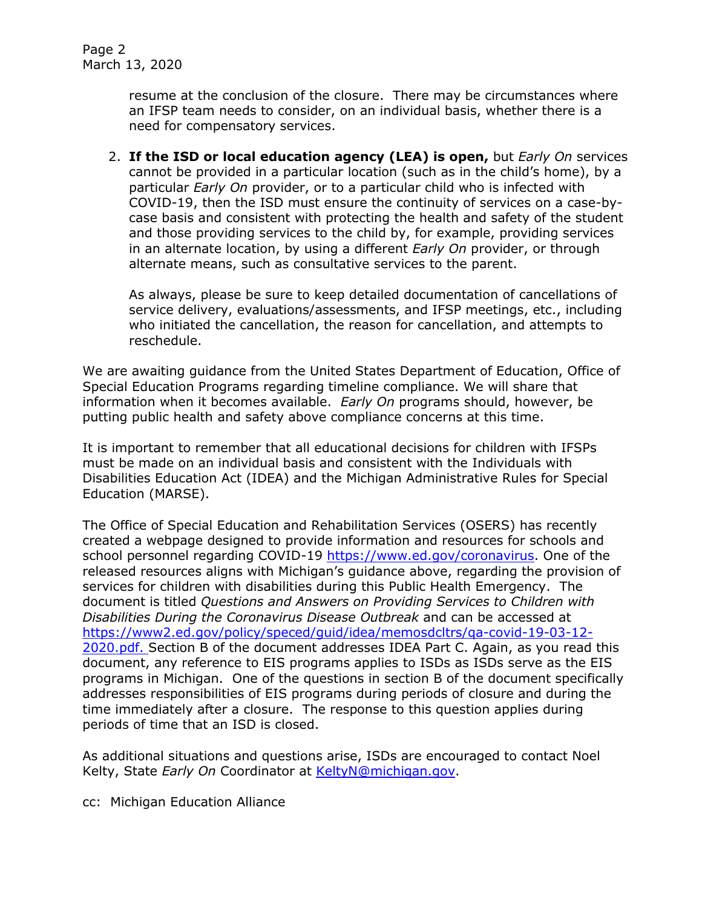resume at the conclusion of the closure. There may be circumstances where an IFSP team needs to consider, on an individual basis, whether there is a need for compensatory services.

2. **If the ISD or local education agency (LEA) is open,** but *Early On* services cannot be provided in a particular location (such as in the child's home), by a particular *Early On* provider, or to a particular child who is infected with COVID-19, then the ISD must ensure the continuity of services on a case-by-case basis and consistent with protecting the health and safety of the student and those providing services to the child by, for example, providing services in an alternate location, by using a different *Early On* provider, or through alternate means, such as consultative services to the parent.

   As always, please be sure to keep detailed documentation of cancellations of service delivery, evaluations/assessments, and IFSP meetings, etc., including who initiated the cancellation, the reason for cancellation, and attempts to reschedule.

We are awaiting guidance from the United States Department of Education, Office of Special Education Programs regarding timeline compliance. We will share that information when it becomes available. *Early On* programs should, however, be putting public health and safety above compliance concerns at this time.

It is important to remember that all educational decisions for children with IFSPs must be made on an individual basis and consistent with the Individuals with Disabilities Education Act (IDEA) and the Michigan Administrative Rules for Special Education (MARSE).

The Office of Special Education and Rehabilitation Services (OSERS) has recently created a webpage designed to provide information and resources for schools and school personnel regarding COVID-19 [https://www.ed.gov/coronavirus](https://www.ed.gov/coronavirus). One of the released resources aligns with Michigan's guidance above, regarding the provision of services for children with disabilities during this Public Health Emergency. The document is titled *Questions and Answers on Providing Services to Children with Disabilities During the Coronavirus Disease Outbreak* and can be accessed at [https://www2.ed.gov/policy/speced/guid/idea/memosdcltrs/qa-covid-19-03-12-2020.pdf.](https://www2.ed.gov/policy/speced/guid/idea/memosdcltrs/qa-covid-19-03-12-2020.pdf) Section B of the document addresses IDEA Part C. Again, as you read this document, any reference to EIS programs applies to ISDs as ISDs serve as the EIS programs in Michigan. One of the questions in section B of the document specifically addresses responsibilities of EIS programs during periods of closure and during the time immediately after a closure. The response to this question applies during periods of time that an ISD is closed.

As additional situations and questions arise, ISDs are encouraged to contact Noel Kelty, State *Early On* Coordinator at [KeltyN@michigan.gov](mailto:KeltyN@michigan.gov).

cc: Michigan Education Alliance